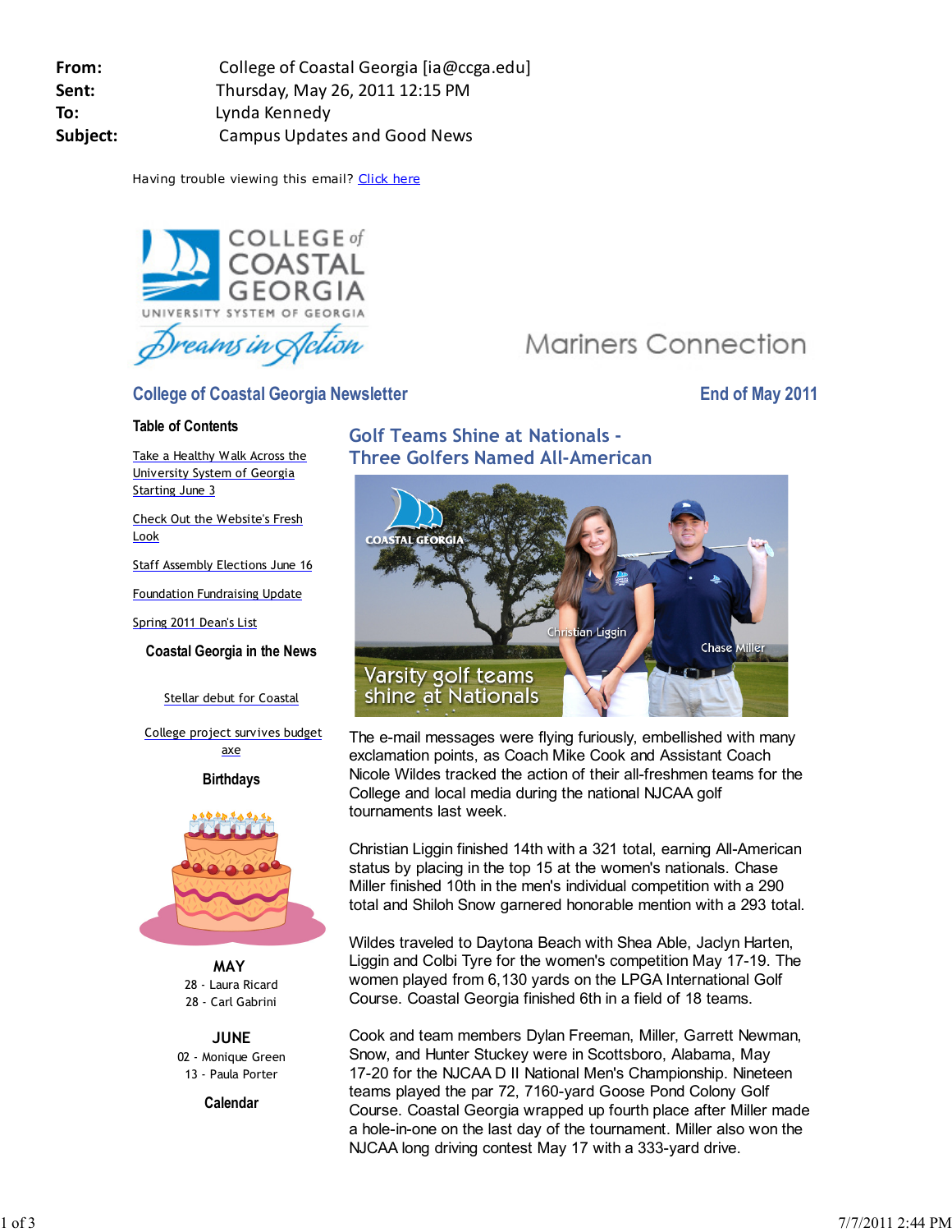**From:** College of Coastal Georgia [ia@ccga.edu]
**Sent:** Thursday, May 26, 2011 12:15 PM
**To:** Lynda Kennedy
**Subject:** Campus Updates and Good News

Having trouble viewing this email? Click here

COLLEGE of COASTAL GEORGIA
UNIVERSITY SYSTEM OF GEORGIA
Dreams in Action

Mariners Connection

## College of Coastal Georgia Newsletter

**End of May 2011**

### Table of Contents

- Take a Healthy Walk Across the University System of Georgia Starting June 3
- Check Out the Website's Fresh Look
- Staff Assembly Elections June 16
- Foundation Fundraising Update
- Spring 2011 Dean's List

### Coastal Georgia in the News

- Stellar debut for Coastal
- College project survives budget axe

### Birthdays

**MAY**
28 - Laura Ricard
28 - Carl Gabrini

**JUNE**
02 - Monique Green
13 - Paula Porter

### Calendar

## Golf Teams Shine at Nationals - Three Golfers Named All-American

COASTAL GEORGIA — Christian Liggin — Chase Miller — Varsity golf teams shine at Nationals

The e-mail messages were flying furiously, embellished with many exclamation points, as Coach Mike Cook and Assistant Coach Nicole Wildes tracked the action of their all-freshmen teams for the College and local media during the national NJCAA golf tournaments last week.

Christian Liggin finished 14th with a 321 total, earning All-American status by placing in the top 15 at the women's nationals. Chase Miller finished 10th in the men's individual competition with a 290 total and Shiloh Snow garnered honorable mention with a 293 total.

Wildes traveled to Daytona Beach with Shea Able, Jaclyn Harten, Liggin and Colbi Tyre for the women's competition May 17-19. The women played from 6,130 yards on the LPGA International Golf Course. Coastal Georgia finished 6th in a field of 18 teams.

Cook and team members Dylan Freeman, Miller, Garrett Newman, Snow, and Hunter Stuckey were in Scottsboro, Alabama, May 17-20 for the NJCAA D II National Men's Championship. Nineteen teams played the par 72, 7160-yard Goose Pond Colony Golf Course. Coastal Georgia wrapped up fourth place after Miller made a hole-in-one on the last day of the tournament. Miller also won the NJCAA long driving contest May 17 with a 333-yard drive.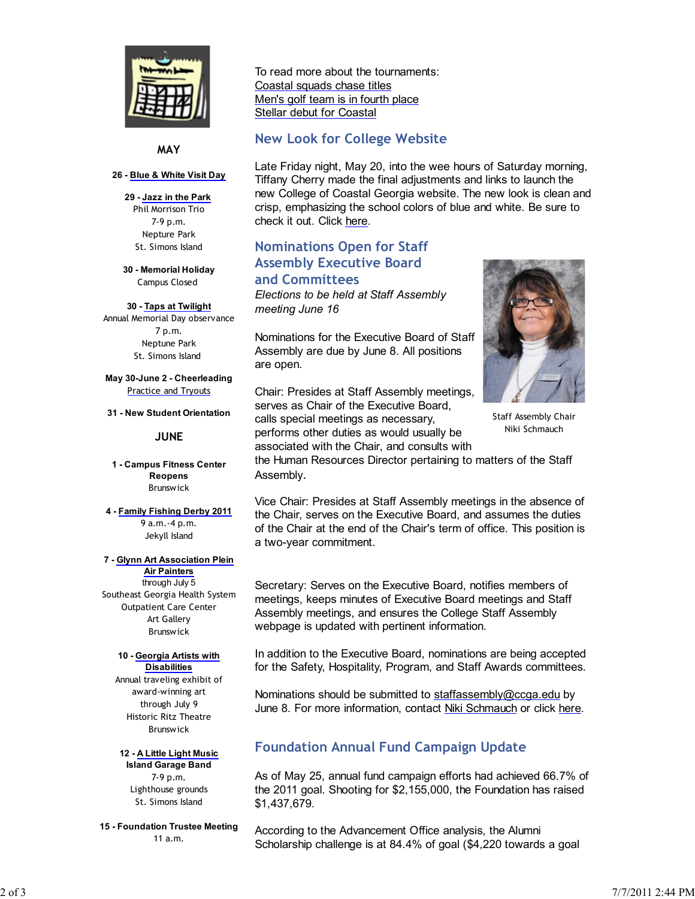MAY

**26 - Blue & White Visit Day**

**29 - Jazz in the Park**
Phil Morrison Trio
7-9 p.m.
Nepture Park
St. Simons Island

**30 - Memorial Holiday**
Campus Closed

**30 - Taps at Twilight**
Annual Memorial Day observance
7 p.m.
Neptune Park
St. Simons Island

**May 30-June 2 - Cheerleading**
Practice and Tryouts

**31 - New Student Orientation**

JUNE

**1 - Campus Fitness Center Reopens**
Brunswick

**4 - Family Fishing Derby 2011**
9 a.m.-4 p.m.
Jekyll Island

**7 - Glynn Art Association Plein Air Painters**
through July 5
Southeast Georgia Health System
Outpatient Care Center
Art Gallery
Brunswick

**10 - Georgia Artists with Disabilities**
Annual traveling exhibit of award-winning art
through July 9
Historic Ritz Theatre
Brunswick

**12 - A Little Light Music**
**Island Garage Band**
7-9 p.m.
Lighthouse grounds
St. Simons Island

**15 - Foundation Trustee Meeting**
11 a.m.

To read more about the tournaments:
Coastal squads chase titles
Men's golf team is in fourth place
Stellar debut for Coastal

## New Look for College Website

Late Friday night, May 20, into the wee hours of Saturday morning, Tiffany Cherry made the final adjustments and links to launch the new College of Coastal Georgia website. The new look is clean and crisp, emphasizing the school colors of blue and white. Be sure to check it out. Click here.

## Nominations Open for Staff Assembly Executive Board and Committees

*Elections to be held at Staff Assembly meeting June 16*

Nominations for the Executive Board of Staff Assembly are due by June 8. All positions are open.

Staff Assembly Chair
Niki Schmauch

Chair: Presides at Staff Assembly meetings, serves as Chair of the Executive Board, calls special meetings as necessary, performs other duties as would usually be associated with the Chair, and consults with the Human Resources Director pertaining to matters of the Staff Assembly.

Vice Chair: Presides at Staff Assembly meetings in the absence of the Chair, serves on the Executive Board, and assumes the duties of the Chair at the end of the Chair's term of office. This position is a two-year commitment.

Secretary: Serves on the Executive Board, notifies members of meetings, keeps minutes of Executive Board meetings and Staff Assembly meetings, and ensures the College Staff Assembly webpage is updated with pertinent information.

In addition to the Executive Board, nominations are being accepted for the Safety, Hospitality, Program, and Staff Awards committees.

Nominations should be submitted to staffassembly@ccga.edu by June 8. For more information, contact Niki Schmauch or click here.

## Foundation Annual Fund Campaign Update

As of May 25, annual fund campaign efforts had achieved 66.7% of the 2011 goal. Shooting for $2,155,000, the Foundation has raised $1,437,679.

According to the Advancement Office analysis, the Alumni Scholarship challenge is at 84.4% of goal ($4,220 towards a goal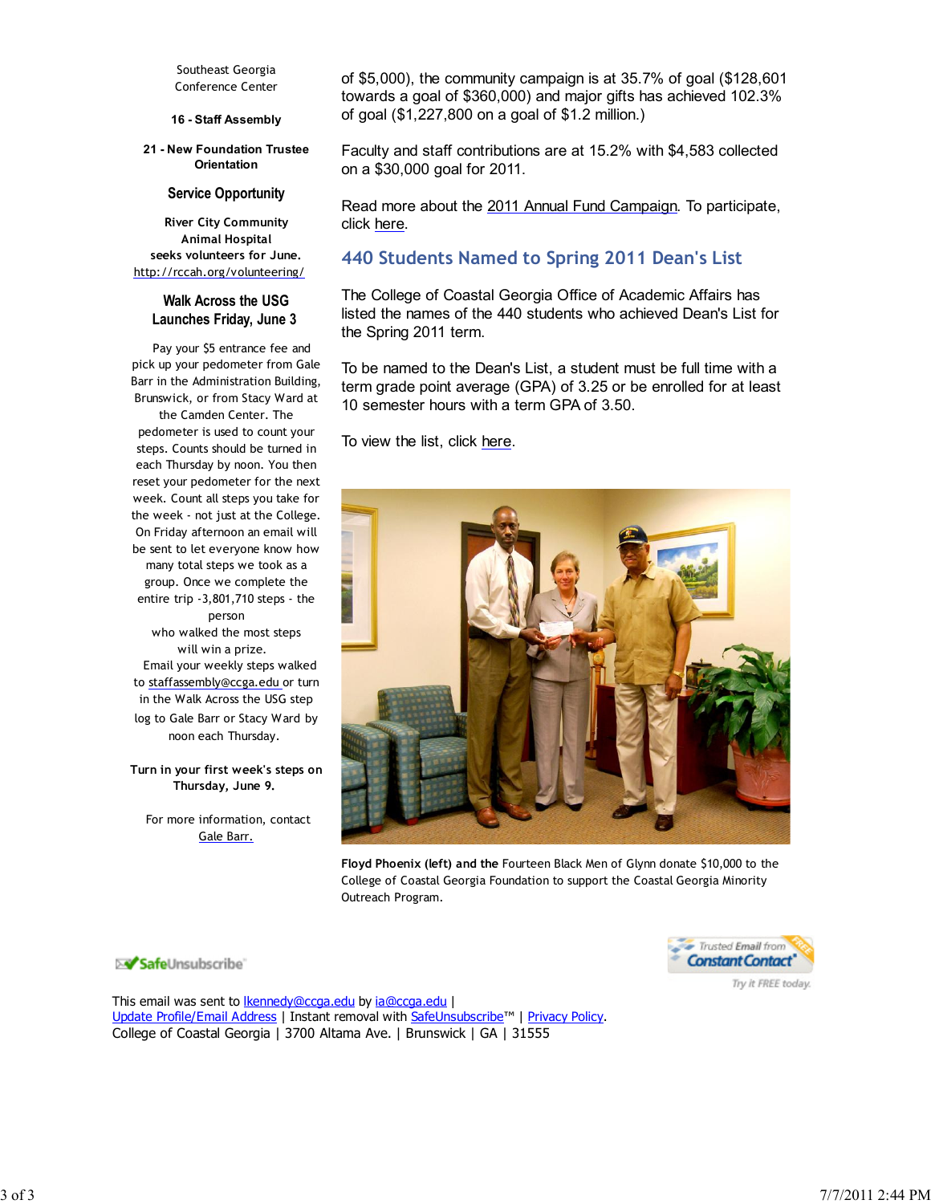Southeast Georgia Conference Center

**16 - Staff Assembly**

**21 - New Foundation Trustee Orientation**

**Service Opportunity**

**River City Community Animal Hospital seeks volunteers for June.**
http://rccah.org/volunteering/

**Walk Across the USG Launches Friday, June 3**

Pay your $5 entrance fee and pick up your pedometer from Gale Barr in the Administration Building, Brunswick, or from Stacy Ward at the Camden Center. The pedometer is used to count your steps. Counts should be turned in each Thursday by noon. You then reset your pedometer for the next week. Count all steps you take for the week - not just at the College. On Friday afternoon an email will be sent to let everyone know how many total steps we took as a group. Once we complete the entire trip -3,801,710 steps - the person who walked the most steps will win a prize.
Email your weekly steps walked to staffassembly@ccga.edu or turn in the Walk Across the USG step log to Gale Barr or Stacy Ward by noon each Thursday.

**Turn in your first week's steps on Thursday, June 9.**

For more information, contact Gale Barr.

of $5,000), the community campaign is at 35.7% of goal ($128,601 towards a goal of $360,000) and major gifts has achieved 102.3% of goal ($1,227,800 on a goal of $1.2 million.)

Faculty and staff contributions are at 15.2% with $4,583 collected on a $30,000 goal for 2011.

Read more about the 2011 Annual Fund Campaign. To participate, click here.

## 440 Students Named to Spring 2011 Dean's List

The College of Coastal Georgia Office of Academic Affairs has listed the names of the 440 students who achieved Dean's List for the Spring 2011 term.

To be named to the Dean's List, a student must be full time with a term grade point average (GPA) of 3.25 or be enrolled for at least 10 semester hours with a term GPA of 3.50.

To view the list, click here.

**Floyd Phoenix (left) and the** Fourteen Black Men of Glynn donate $10,000 to the College of Coastal Georgia Foundation to support the Coastal Georgia Minority Outreach Program.

SafeUnsubscribe

Trusted Email from Constant Contact — Try it FREE today.

This email was sent to lkennedy@ccga.edu by ia@ccga.edu |
Update Profile/Email Address | Instant removal with SafeUnsubscribe™ | Privacy Policy.
College of Coastal Georgia | 3700 Altama Ave. | Brunswick | GA | 31555